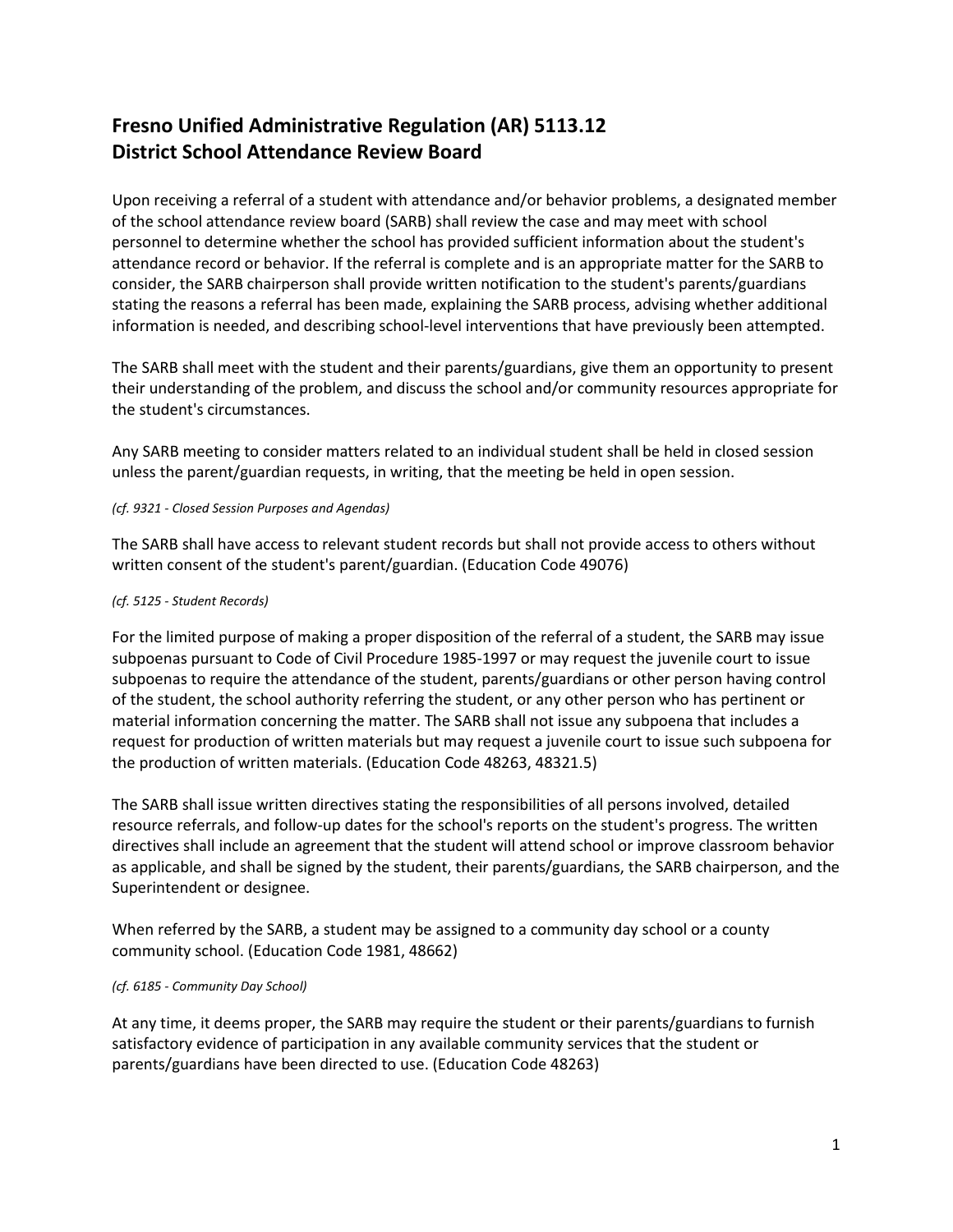# Fresno Unified Administrative Regulation (AR) 5113.12
# District School Attendance Review Board

Upon receiving a referral of a student with attendance and/or behavior problems, a designated member of the school attendance review board (SARB) shall review the case and may meet with school personnel to determine whether the school has provided sufficient information about the student's attendance record or behavior. If the referral is complete and is an appropriate matter for the SARB to consider, the SARB chairperson shall provide written notification to the student's parents/guardians stating the reasons a referral has been made, explaining the SARB process, advising whether additional information is needed, and describing school-level interventions that have previously been attempted.

The SARB shall meet with the student and their parents/guardians, give them an opportunity to present their understanding of the problem, and discuss the school and/or community resources appropriate for the student's circumstances.

Any SARB meeting to consider matters related to an individual student shall be held in closed session unless the parent/guardian requests, in writing, that the meeting be held in open session.

*(cf. 9321 - Closed Session Purposes and Agendas)*

The SARB shall have access to relevant student records but shall not provide access to others without written consent of the student's parent/guardian. (Education Code 49076)

*(cf. 5125 - Student Records)*

For the limited purpose of making a proper disposition of the referral of a student, the SARB may issue subpoenas pursuant to Code of Civil Procedure 1985-1997 or may request the juvenile court to issue subpoenas to require the attendance of the student, parents/guardians or other person having control of the student, the school authority referring the student, or any other person who has pertinent or material information concerning the matter. The SARB shall not issue any subpoena that includes a request for production of written materials but may request a juvenile court to issue such subpoena for the production of written materials. (Education Code 48263, 48321.5)

The SARB shall issue written directives stating the responsibilities of all persons involved, detailed resource referrals, and follow-up dates for the school's reports on the student's progress. The written directives shall include an agreement that the student will attend school or improve classroom behavior as applicable, and shall be signed by the student, their parents/guardians, the SARB chairperson, and the Superintendent or designee.

When referred by the SARB, a student may be assigned to a community day school or a county community school. (Education Code 1981, 48662)

*(cf. 6185 - Community Day School)*

At any time, it deems proper, the SARB may require the student or their parents/guardians to furnish satisfactory evidence of participation in any available community services that the student or parents/guardians have been directed to use. (Education Code 48263)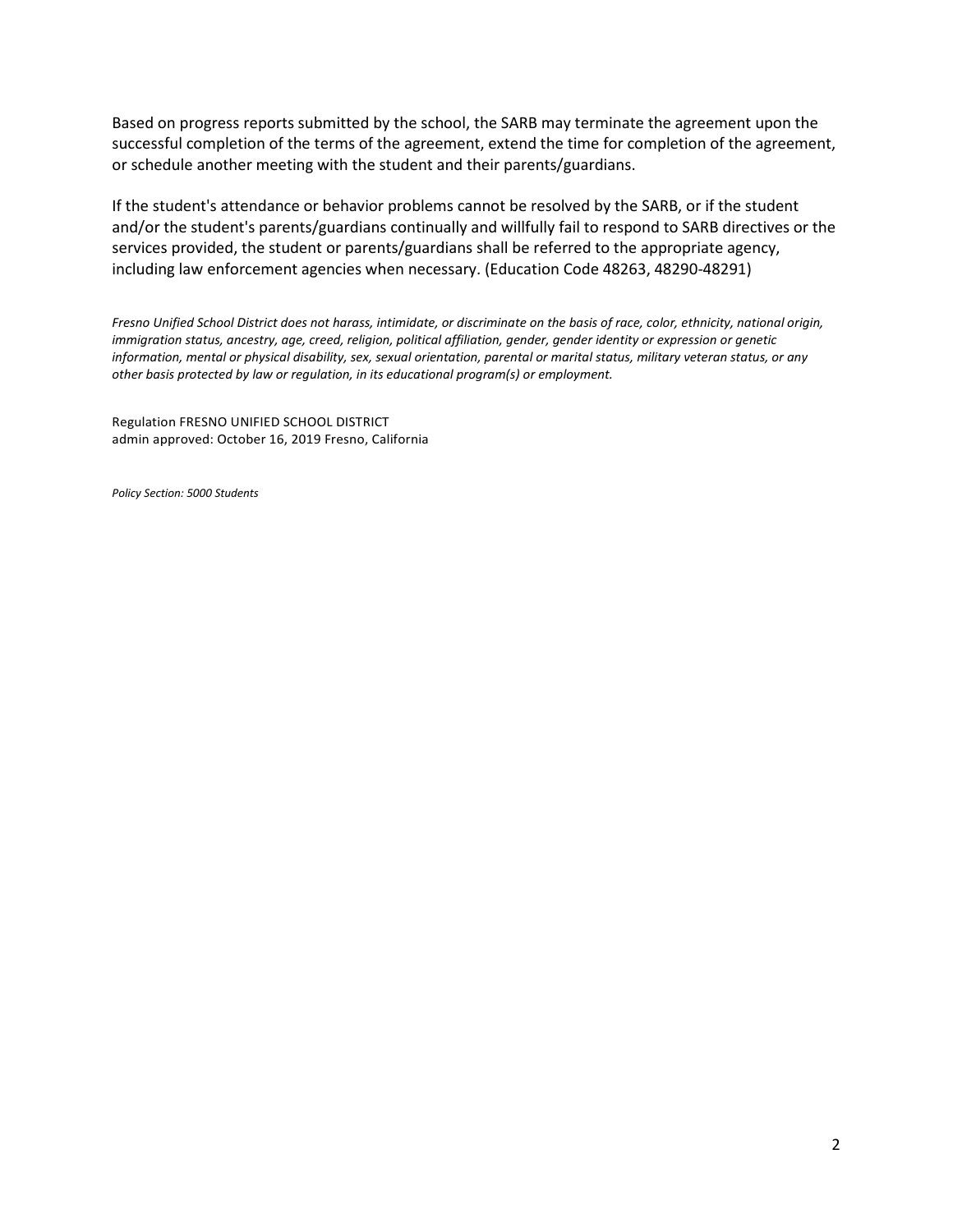Based on progress reports submitted by the school, the SARB may terminate the agreement upon the successful completion of the terms of the agreement, extend the time for completion of the agreement, or schedule another meeting with the student and their parents/guardians.

If the student's attendance or behavior problems cannot be resolved by the SARB, or if the student and/or the student's parents/guardians continually and willfully fail to respond to SARB directives or the services provided, the student or parents/guardians shall be referred to the appropriate agency, including law enforcement agencies when necessary. (Education Code 48263, 48290-48291)

*Fresno Unified School District does not harass, intimidate, or discriminate on the basis of race, color, ethnicity, national origin, immigration status, ancestry, age, creed, religion, political affiliation, gender, gender identity or expression or genetic information, mental or physical disability, sex, sexual orientation, parental or marital status, military veteran status, or any other basis protected by law or regulation, in its educational program(s) or employment.*

Regulation FRESNO UNIFIED SCHOOL DISTRICT
admin approved: October 16, 2019 Fresno, California

*Policy Section: 5000 Students*